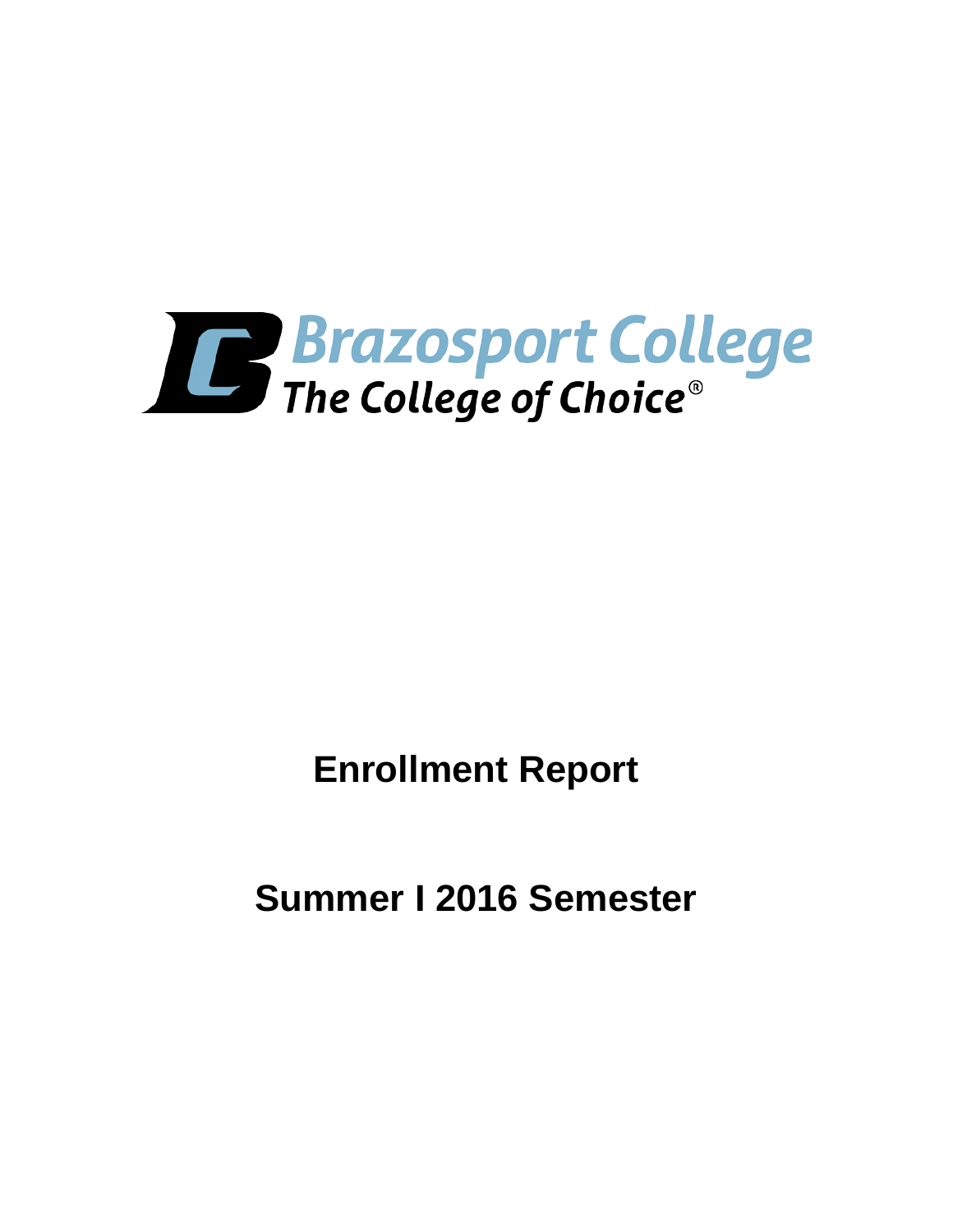Brazosport College

The College of Choice®

# Enrollment Report

# Summer I 2016 Semester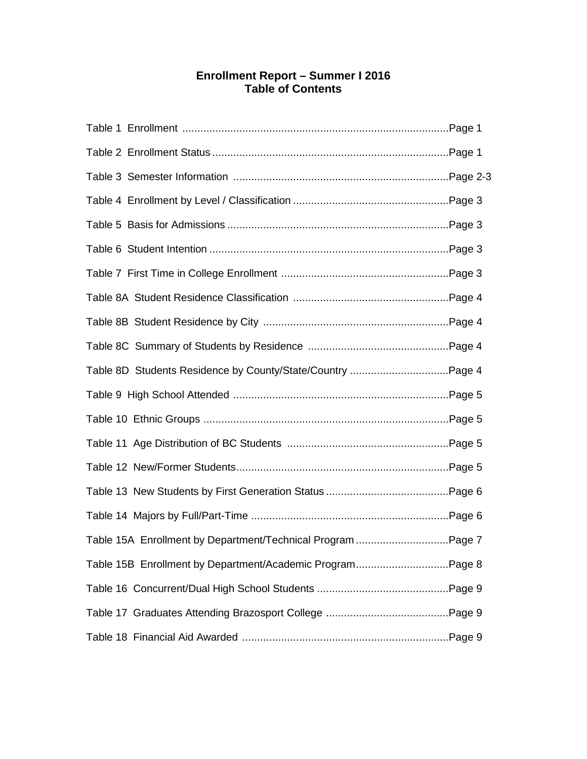# Enrollment Report – Summer I 2016
## Table of Contents

Table 1 Enrollment ........................................................................................Page 1

Table 2 Enrollment Status ..............................................................................Page 1

Table 3 Semester Information .......................................................................Page 2-3

Table 4 Enrollment by Level / Classification ...................................................Page 3

Table 5 Basis for Admissions .........................................................................Page 3

Table 6 Student Intention ...............................................................................Page 3

Table 7 First Time in College Enrollment .......................................................Page 3

Table 8A Student Residence Classification ...................................................Page 4

Table 8B Student Residence by City .............................................................Page 4

Table 8C Summary of Students by Residence ..............................................Page 4

Table 8D Students Residence by County/State/Country .................................Page 4

Table 9 High School Attended .......................................................................Page 5

Table 10 Ethnic Groups .................................................................................Page 5

Table 11 Age Distribution of BC Students .....................................................Page 5

Table 12 New/Former Students......................................................................Page 5

Table 13 New Students by First Generation Status .........................................Page 6

Table 14 Majors by Full/Part-Time .................................................................Page 6

Table 15A Enrollment by Department/Technical Program ...............................Page 7

Table 15B Enrollment by Department/Academic Program...............................Page 8

Table 16 Concurrent/Dual High School Students ............................................Page 9

Table 17 Graduates Attending Brazosport College ........................................Page 9

Table 18 Financial Aid Awarded ....................................................................Page 9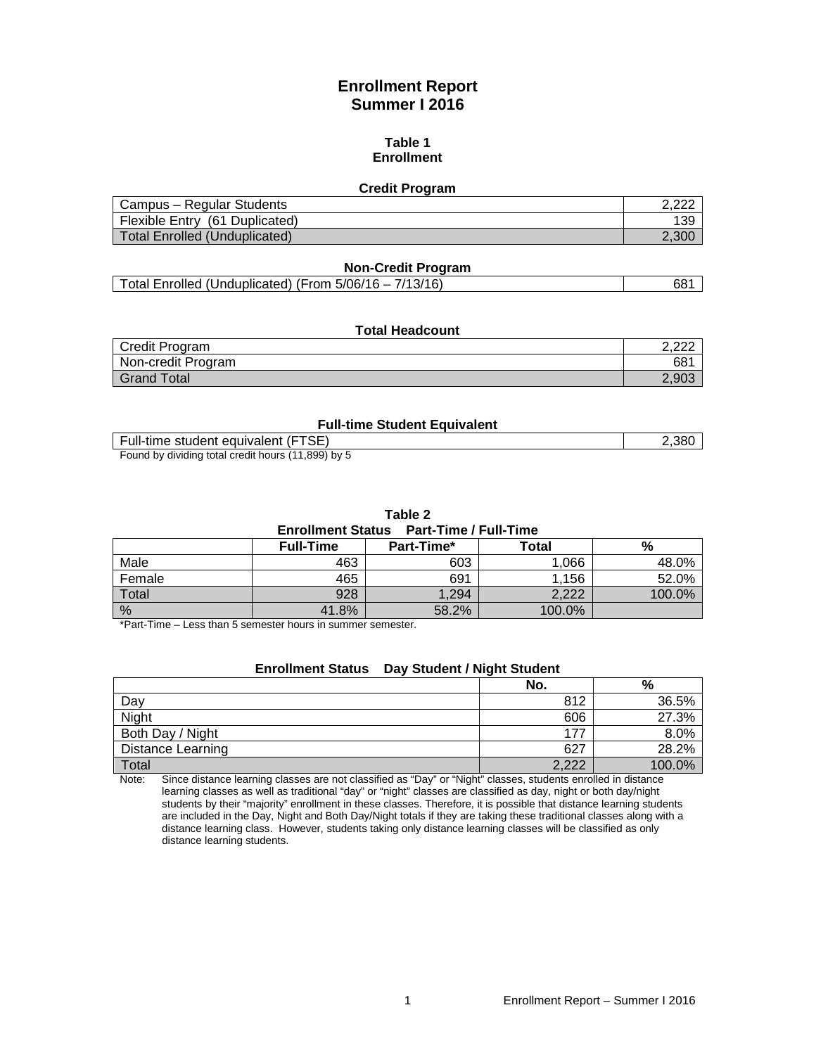# Enrollment Report
# Summer I 2016

### Table 1
### Enrollment

**Credit Program**

| | |
|---|---|
| Campus – Regular Students | 2,222 |
| Flexible Entry (61 Duplicated) | 139 |
| Total Enrolled (Unduplicated) | 2,300 |

**Non-Credit Program**

| | |
|---|---|
| Total Enrolled (Unduplicated) (From 5/06/16 – 7/13/16) | 681 |

**Total Headcount**

| | |
|---|---|
| Credit Program | 2,222 |
| Non-credit Program | 681 |
| Grand Total | 2,903 |

**Full-time Student Equivalent**

| | |
|---|---|
| Full-time student equivalent (FTSE) | 2,380 |

Found by dividing total credit hours (11,899) by 5

### Table 2
**Enrollment Status Part-Time / Full-Time**

| | Full-Time | Part-Time* | Total | % |
|---|---|---|---|---|
| Male | 463 | 603 | 1,066 | 48.0% |
| Female | 465 | 691 | 1,156 | 52.0% |
| Total | 928 | 1,294 | 2,222 | 100.0% |
| % | 41.8% | 58.2% | 100.0% | |

*Part-Time – Less than 5 semester hours in summer semester.

**Enrollment Status Day Student / Night Student**

| | No. | % |
|---|---|---|
| Day | 812 | 36.5% |
| Night | 606 | 27.3% |
| Both Day / Night | 177 | 8.0% |
| Distance Learning | 627 | 28.2% |
| Total | 2,222 | 100.0% |

Note: Since distance learning classes are not classified as "Day" or "Night" classes, students enrolled in distance learning classes as well as traditional "day" or "night" classes are classified as day, night or both day/night students by their "majority" enrollment in these classes. Therefore, it is possible that distance learning students are included in the Day, Night and Both Day/Night totals if they are taking these traditional classes along with a distance learning class. However, students taking only distance learning classes will be classified as only distance learning students.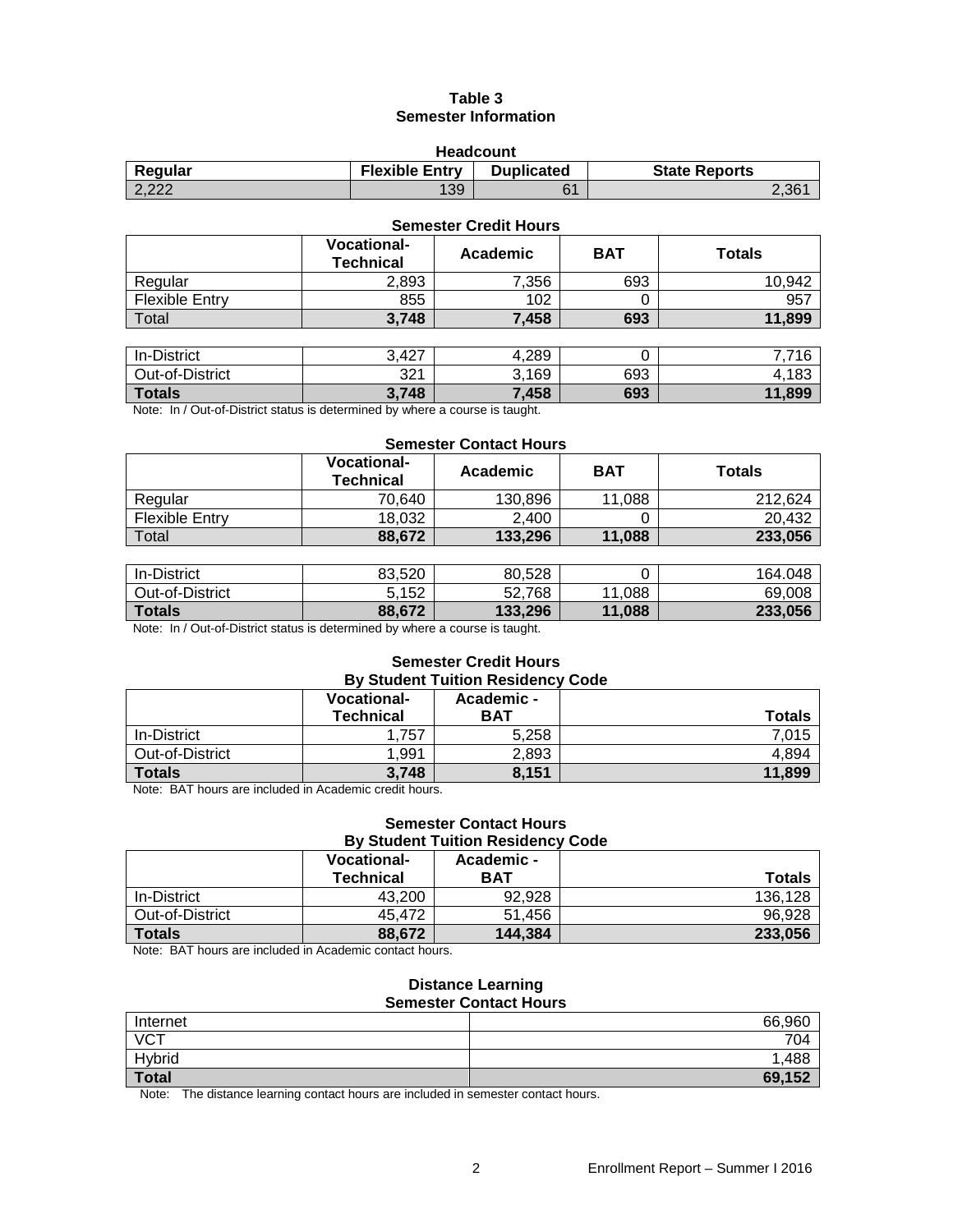# Table 3
## Semester Information

### Headcount

| Regular | Flexible Entry | Duplicated | State Reports |
|---|---|---|---|
| 2,222 | 139 | 61 | 2,361 |

### Semester Credit Hours

| | Vocational-Technical | Academic | BAT | Totals |
|---|---|---|---|---|
| Regular | 2,893 | 7,356 | 693 | 10,942 |
| Flexible Entry | 855 | 102 | 0 | 957 |
| Total | **3,748** | **7,458** | **693** | **11,899** |

| | Vocational-Technical | Academic | BAT | Totals |
|---|---|---|---|---|
| In-District | 3,427 | 4,289 | 0 | 7,716 |
| Out-of-District | 321 | 3,169 | 693 | 4,183 |
| **Totals** | **3,748** | **7,458** | **693** | **11,899** |

Note: In / Out-of-District status is determined by where a course is taught.

### Semester Contact Hours

| | Vocational-Technical | Academic | BAT | Totals |
|---|---|---|---|---|
| Regular | 70,640 | 130,896 | 11,088 | 212,624 |
| Flexible Entry | 18,032 | 2,400 | 0 | 20,432 |
| Total | **88,672** | **133,296** | **11,088** | **233,056** |

| | Vocational-Technical | Academic | BAT | Totals |
|---|---|---|---|---|
| In-District | 83,520 | 80,528 | 0 | 164.048 |
| Out-of-District | 5,152 | 52,768 | 11,088 | 69,008 |
| **Totals** | **88,672** | **133,296** | **11,088** | **233,056** |

Note: In / Out-of-District status is determined by where a course is taught.

### Semester Credit Hours By Student Tuition Residency Code

| | Vocational-Technical | Academic - BAT | Totals |
|---|---|---|---|
| In-District | 1,757 | 5,258 | 7,015 |
| Out-of-District | 1,991 | 2,893 | 4,894 |
| **Totals** | **3,748** | **8,151** | **11,899** |

Note: BAT hours are included in Academic credit hours.

### Semester Contact Hours By Student Tuition Residency Code

| | Vocational-Technical | Academic - BAT | Totals |
|---|---|---|---|
| In-District | 43,200 | 92,928 | 136,128 |
| Out-of-District | 45,472 | 51,456 | 96,928 |
| **Totals** | **88,672** | **144,384** | **233,056** |

Note: BAT hours are included in Academic contact hours.

### Distance Learning Semester Contact Hours

| | |
|---|---|
| Internet | 66,960 |
| VCT | 704 |
| Hybrid | 1,488 |
| **Total** | **69,152** |

Note: The distance learning contact hours are included in semester contact hours.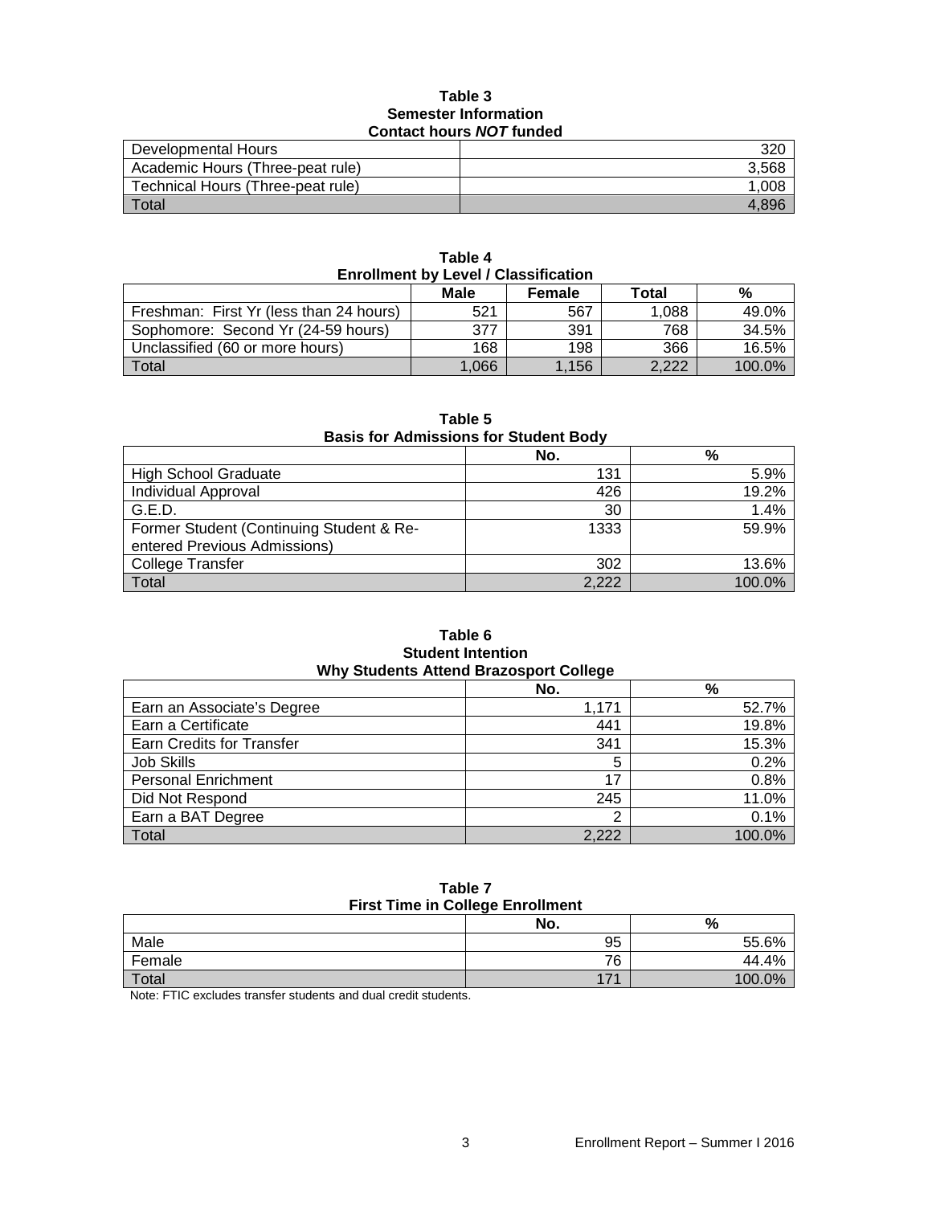**Table 3**
**Semester Information**
**Contact hours *NOT* funded**

| | |
|---|---:|
| Developmental Hours | 320 |
| Academic Hours (Three-peat rule) | 3,568 |
| Technical Hours (Three-peat rule) | 1,008 |
| Total | 4,896 |

**Table 4**
**Enrollment by Level / Classification**

| | Male | Female | Total | % |
|---|---:|---:|---:|---:|
| Freshman: First Yr (less than 24 hours) | 521 | 567 | 1,088 | 49.0% |
| Sophomore: Second Yr (24-59 hours) | 377 | 391 | 768 | 34.5% |
| Unclassified (60 or more hours) | 168 | 198 | 366 | 16.5% |
| Total | 1,066 | 1,156 | 2,222 | 100.0% |

**Table 5**
**Basis for Admissions for Student Body**

| | No. | % |
|---|---:|---:|
| High School Graduate | 131 | 5.9% |
| Individual Approval | 426 | 19.2% |
| G.E.D. | 30 | 1.4% |
| Former Student (Continuing Student & Re-entered Previous Admissions) | 1333 | 59.9% |
| College Transfer | 302 | 13.6% |
| Total | 2,222 | 100.0% |

**Table 6**
**Student Intention**
**Why Students Attend Brazosport College**

| | No. | % |
|---|---:|---:|
| Earn an Associate's Degree | 1,171 | 52.7% |
| Earn a Certificate | 441 | 19.8% |
| Earn Credits for Transfer | 341 | 15.3% |
| Job Skills | 5 | 0.2% |
| Personal Enrichment | 17 | 0.8% |
| Did Not Respond | 245 | 11.0% |
| Earn a BAT Degree | 2 | 0.1% |
| Total | 2,222 | 100.0% |

**Table 7**
**First Time in College Enrollment**

| | No. | % |
|---|---:|---:|
| Male | 95 | 55.6% |
| Female | 76 | 44.4% |
| Total | 171 | 100.0% |

Note: FTIC excludes transfer students and dual credit students.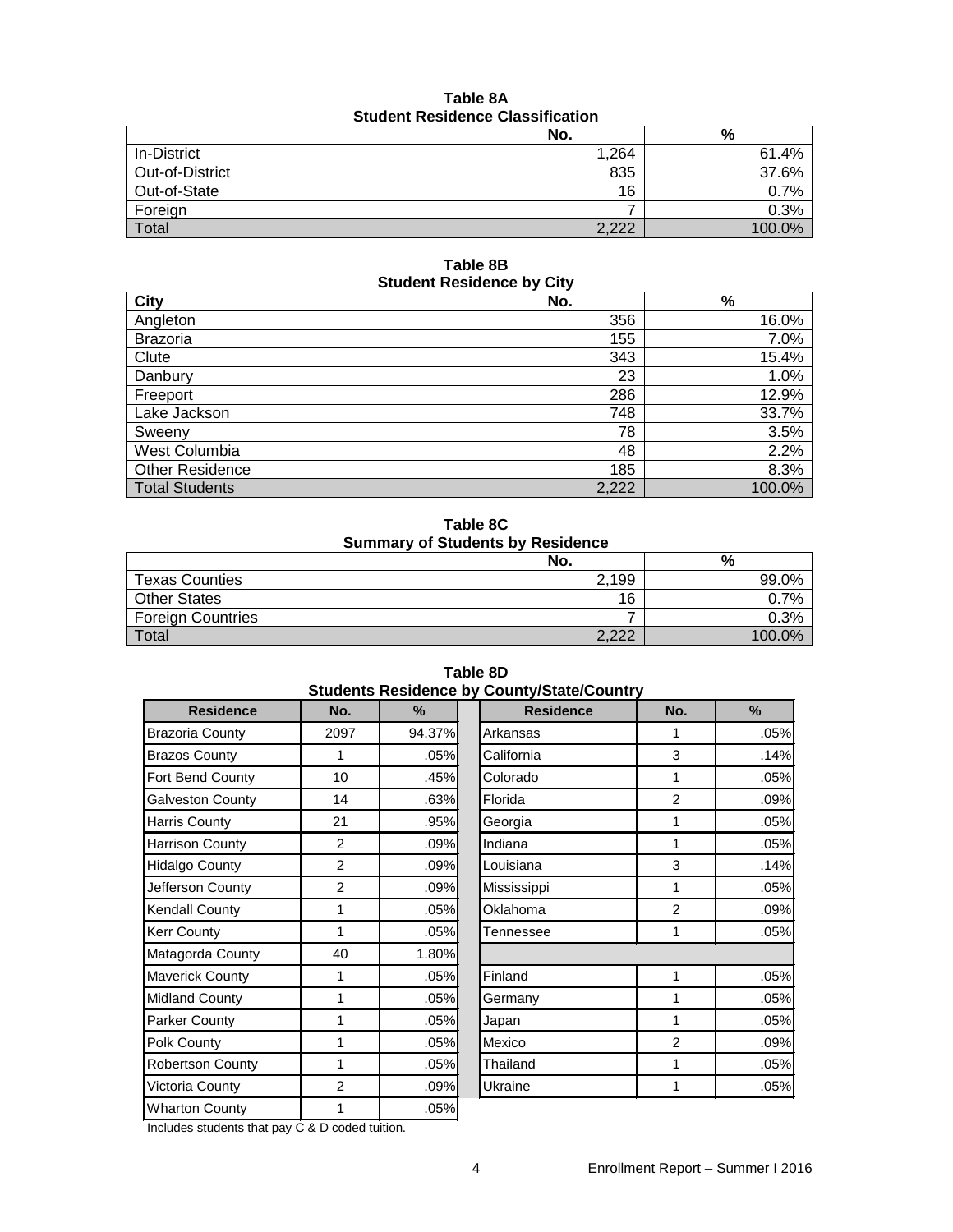**Table 8A**
**Student Residence Classification**

| | No. | % |
|---|---|---|
| In-District | 1,264 | 61.4% |
| Out-of-District | 835 | 37.6% |
| Out-of-State | 16 | 0.7% |
| Foreign | 7 | 0.3% |
| Total | 2,222 | 100.0% |

**Table 8B**
**Student Residence by City**

| City | No. | % |
|---|---|---|
| Angleton | 356 | 16.0% |
| Brazoria | 155 | 7.0% |
| Clute | 343 | 15.4% |
| Danbury | 23 | 1.0% |
| Freeport | 286 | 12.9% |
| Lake Jackson | 748 | 33.7% |
| Sweeny | 78 | 3.5% |
| West Columbia | 48 | 2.2% |
| Other Residence | 185 | 8.3% |
| Total Students | 2,222 | 100.0% |

**Table 8C**
**Summary of Students by Residence**

| | No. | % |
|---|---|---|
| Texas Counties | 2,199 | 99.0% |
| Other States | 16 | 0.7% |
| Foreign Countries | 7 | 0.3% |
| Total | 2,222 | 100.0% |

**Table 8D**
**Students Residence by County/State/Country**

| Residence | No. | % | | Residence | No. | % |
|---|---|---|---|---|---|---|
| Brazoria County | 2097 | 94.37% | | Arkansas | 1 | .05% |
| Brazos County | 1 | .05% | | California | 3 | .14% |
| Fort Bend County | 10 | .45% | | Colorado | 1 | .05% |
| Galveston County | 14 | .63% | | Florida | 2 | .09% |
| Harris County | 21 | .95% | | Georgia | 1 | .05% |
| Harrison County | 2 | .09% | | Indiana | 1 | .05% |
| Hidalgo County | 2 | .09% | | Louisiana | 3 | .14% |
| Jefferson County | 2 | .09% | | Mississippi | 1 | .05% |
| Kendall County | 1 | .05% | | Oklahoma | 2 | .09% |
| Kerr County | 1 | .05% | | Tennessee | 1 | .05% |
| Matagorda County | 40 | 1.80% | | | | |
| Maverick County | 1 | .05% | | Finland | 1 | .05% |
| Midland County | 1 | .05% | | Germany | 1 | .05% |
| Parker County | 1 | .05% | | Japan | 1 | .05% |
| Polk County | 1 | .05% | | Mexico | 2 | .09% |
| Robertson County | 1 | .05% | | Thailand | 1 | .05% |
| Victoria County | 2 | .09% | | Ukraine | 1 | .05% |
| Wharton County | 1 | .05% | | | | |

Includes students that pay C & D coded tuition.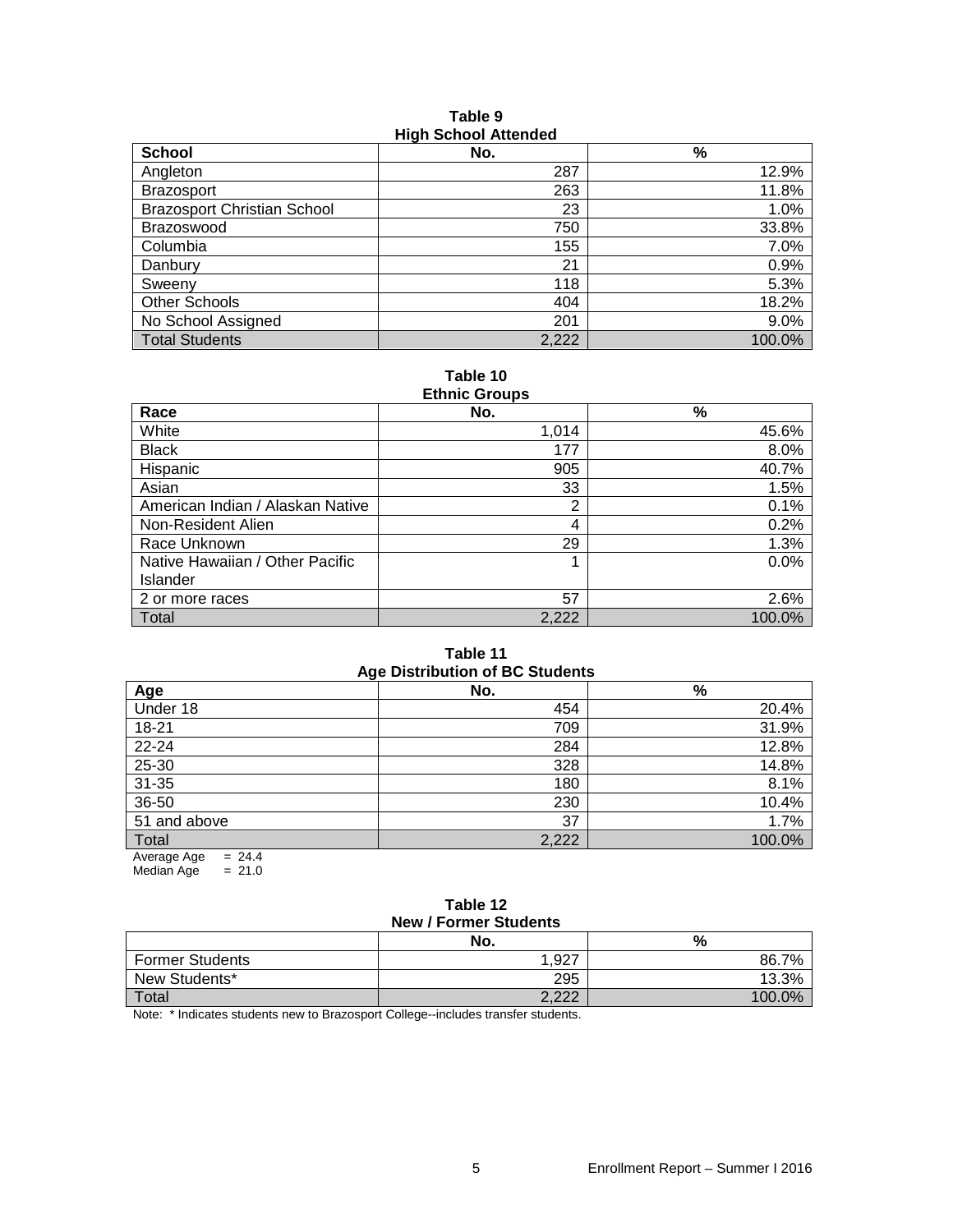**Table 9**
**High School Attended**

| School | No. | % |
|---|---|---|
| Angleton | 287 | 12.9% |
| Brazosport | 263 | 11.8% |
| Brazosport Christian School | 23 | 1.0% |
| Brazoswood | 750 | 33.8% |
| Columbia | 155 | 7.0% |
| Danbury | 21 | 0.9% |
| Sweeny | 118 | 5.3% |
| Other Schools | 404 | 18.2% |
| No School Assigned | 201 | 9.0% |
| Total Students | 2,222 | 100.0% |

**Table 10**
**Ethnic Groups**

| Race | No. | % |
|---|---|---|
| White | 1,014 | 45.6% |
| Black | 177 | 8.0% |
| Hispanic | 905 | 40.7% |
| Asian | 33 | 1.5% |
| American Indian / Alaskan Native | 2 | 0.1% |
| Non-Resident Alien | 4 | 0.2% |
| Race Unknown | 29 | 1.3% |
| Native Hawaiian / Other Pacific Islander | 1 | 0.0% |
| 2 or more races | 57 | 2.6% |
| Total | 2,222 | 100.0% |

**Table 11**
**Age Distribution of BC Students**

| Age | No. | % |
|---|---|---|
| Under 18 | 454 | 20.4% |
| 18-21 | 709 | 31.9% |
| 22-24 | 284 | 12.8% |
| 25-30 | 328 | 14.8% |
| 31-35 | 180 | 8.1% |
| 36-50 | 230 | 10.4% |
| 51 and above | 37 | 1.7% |
| Total | 2,222 | 100.0% |

Average Age = 24.4
Median Age = 21.0

**Table 12**
**New / Former Students**

| | No. | % |
|---|---|---|
| Former Students | 1,927 | 86.7% |
| New Students* | 295 | 13.3% |
| Total | 2,222 | 100.0% |

Note: * Indicates students new to Brazosport College--includes transfer students.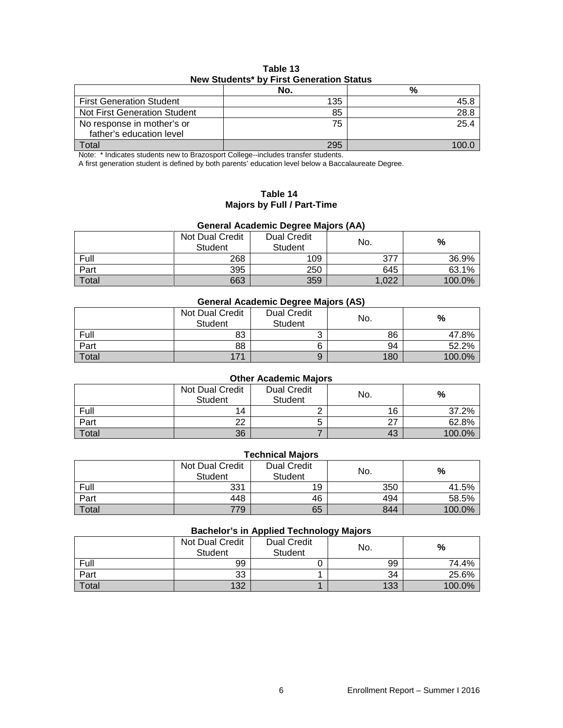**Table 13**
**New Students* by First Generation Status**

| | No. | % |
|---|---|---|
| First Generation Student | 135 | 45.8 |
| Not First Generation Student | 85 | 28.8 |
| No response in mother's or father's education level | 75 | 25.4 |
| Total | 295 | 100.0 |

Note: * Indicates students new to Brazosport College--includes transfer students.
A first generation student is defined by both parents' education level below a Baccalaureate Degree.

**Table 14**
**Majors by Full / Part-Time**

**General Academic Degree Majors (AA)**

| | Not Dual Credit Student | Dual Credit Student | No. | % |
|---|---|---|---|---|
| Full | 268 | 109 | 377 | 36.9% |
| Part | 395 | 250 | 645 | 63.1% |
| Total | 663 | 359 | 1,022 | 100.0% |

**General Academic Degree Majors (AS)**

| | Not Dual Credit Student | Dual Credit Student | No. | % |
|---|---|---|---|---|
| Full | 83 | 3 | 86 | 47.8% |
| Part | 88 | 6 | 94 | 52.2% |
| Total | 171 | 9 | 180 | 100.0% |

**Other Academic Majors**

| | Not Dual Credit Student | Dual Credit Student | No. | % |
|---|---|---|---|---|
| Full | 14 | 2 | 16 | 37.2% |
| Part | 22 | 5 | 27 | 62.8% |
| Total | 36 | 7 | 43 | 100.0% |

**Technical Majors**

| | Not Dual Credit Student | Dual Credit Student | No. | % |
|---|---|---|---|---|
| Full | 331 | 19 | 350 | 41.5% |
| Part | 448 | 46 | 494 | 58.5% |
| Total | 779 | 65 | 844 | 100.0% |

**Bachelor's in Applied Technology Majors**

| | Not Dual Credit Student | Dual Credit Student | No. | % |
|---|---|---|---|---|
| Full | 99 | 0 | 99 | 74.4% |
| Part | 33 | 1 | 34 | 25.6% |
| Total | 132 | 1 | 133 | 100.0% |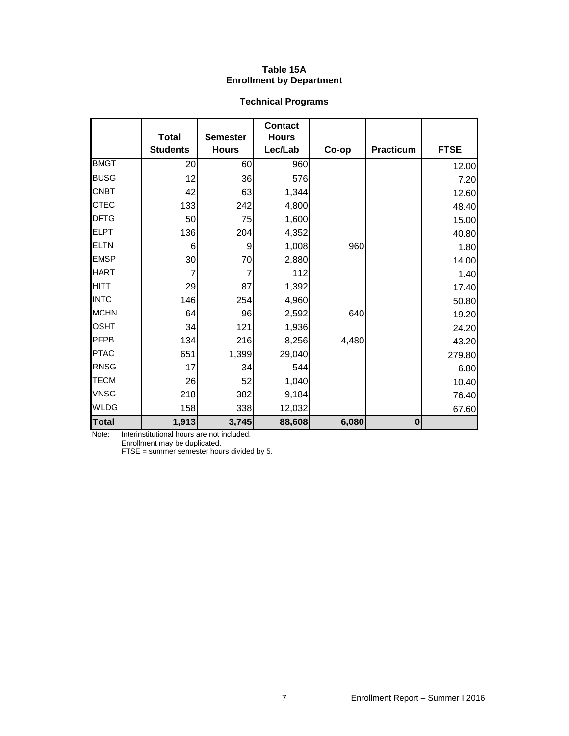**Table 15A**
**Enrollment by Department**

**Technical Programs**

| | Total Students | Semester Hours | Contact Hours Lec/Lab | Co-op | Practicum | FTSE |
|---|---|---|---|---|---|---|
| BMGT | 20 | 60 | 960 | | | 12.00 |
| BUSG | 12 | 36 | 576 | | | 7.20 |
| CNBT | 42 | 63 | 1,344 | | | 12.60 |
| CTEC | 133 | 242 | 4,800 | | | 48.40 |
| DFTG | 50 | 75 | 1,600 | | | 15.00 |
| ELPT | 136 | 204 | 4,352 | | | 40.80 |
| ELTN | 6 | 9 | 1,008 | 960 | | 1.80 |
| EMSP | 30 | 70 | 2,880 | | | 14.00 |
| HART | 7 | 7 | 112 | | | 1.40 |
| HITT | 29 | 87 | 1,392 | | | 17.40 |
| INTC | 146 | 254 | 4,960 | | | 50.80 |
| MCHN | 64 | 96 | 2,592 | 640 | | 19.20 |
| OSHT | 34 | 121 | 1,936 | | | 24.20 |
| PFPB | 134 | 216 | 8,256 | 4,480 | | 43.20 |
| PTAC | 651 | 1,399 | 29,040 | | | 279.80 |
| RNSG | 17 | 34 | 544 | | | 6.80 |
| TECM | 26 | 52 | 1,040 | | | 10.40 |
| VNSG | 218 | 382 | 9,184 | | | 76.40 |
| WLDG | 158 | 338 | 12,032 | | | 67.60 |
| **Total** | **1,913** | **3,745** | **88,608** | **6,080** | **0** | |

Note: Interinstitutional hours are not included.
Enrollment may be duplicated.
FTSE = summer semester hours divided by 5.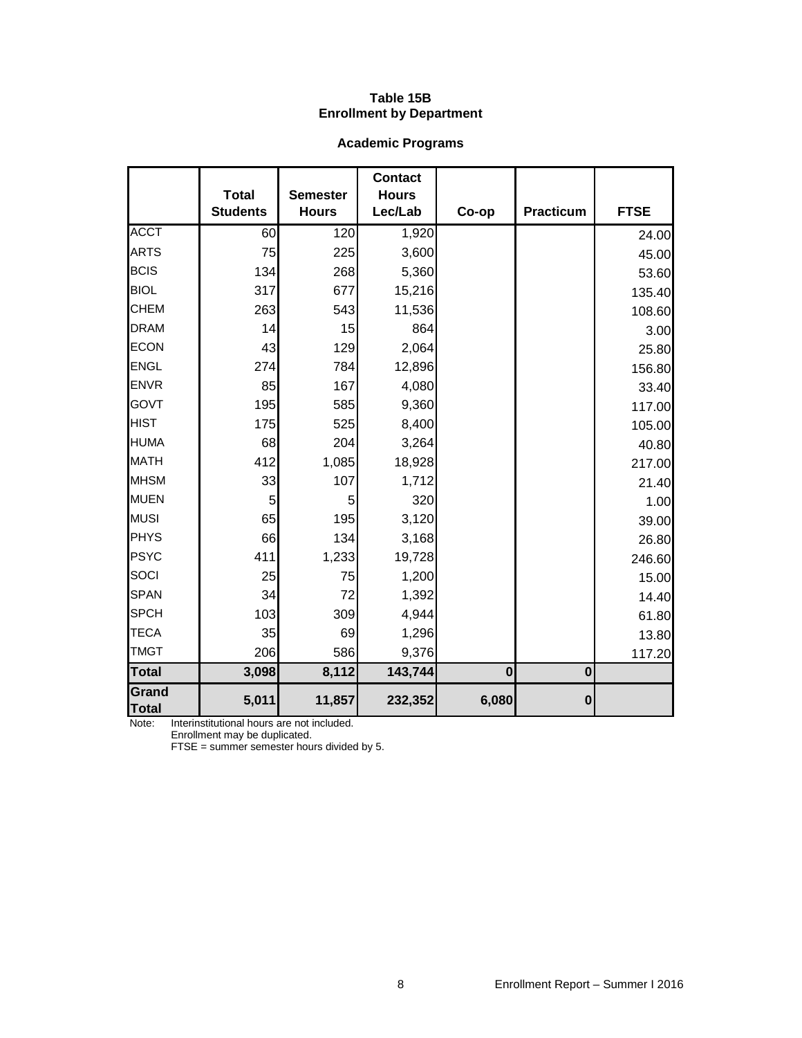# Table 15B
## Enrollment by Department

### Academic Programs

| | Total Students | Semester Hours | Contact Hours Lec/Lab | Co-op | Practicum | FTSE |
|---|---|---|---|---|---|---|
| ACCT | 60 | 120 | 1,920 | | | 24.00 |
| ARTS | 75 | 225 | 3,600 | | | 45.00 |
| BCIS | 134 | 268 | 5,360 | | | 53.60 |
| BIOL | 317 | 677 | 15,216 | | | 135.40 |
| CHEM | 263 | 543 | 11,536 | | | 108.60 |
| DRAM | 14 | 15 | 864 | | | 3.00 |
| ECON | 43 | 129 | 2,064 | | | 25.80 |
| ENGL | 274 | 784 | 12,896 | | | 156.80 |
| ENVR | 85 | 167 | 4,080 | | | 33.40 |
| GOVT | 195 | 585 | 9,360 | | | 117.00 |
| HIST | 175 | 525 | 8,400 | | | 105.00 |
| HUMA | 68 | 204 | 3,264 | | | 40.80 |
| MATH | 412 | 1,085 | 18,928 | | | 217.00 |
| MHSM | 33 | 107 | 1,712 | | | 21.40 |
| MUEN | 5 | 5 | 320 | | | 1.00 |
| MUSI | 65 | 195 | 3,120 | | | 39.00 |
| PHYS | 66 | 134 | 3,168 | | | 26.80 |
| PSYC | 411 | 1,233 | 19,728 | | | 246.60 |
| SOCI | 25 | 75 | 1,200 | | | 15.00 |
| SPAN | 34 | 72 | 1,392 | | | 14.40 |
| SPCH | 103 | 309 | 4,944 | | | 61.80 |
| TECA | 35 | 69 | 1,296 | | | 13.80 |
| TMGT | 206 | 586 | 9,376 | | | 117.20 |
| **Total** | **3,098** | **8,112** | **143,744** | **0** | **0** | |
| **Grand Total** | **5,011** | **11,857** | **232,352** | **6,080** | **0** | |

Note: Interinstitutional hours are not included.
Enrollment may be duplicated.
FTSE = summer semester hours divided by 5.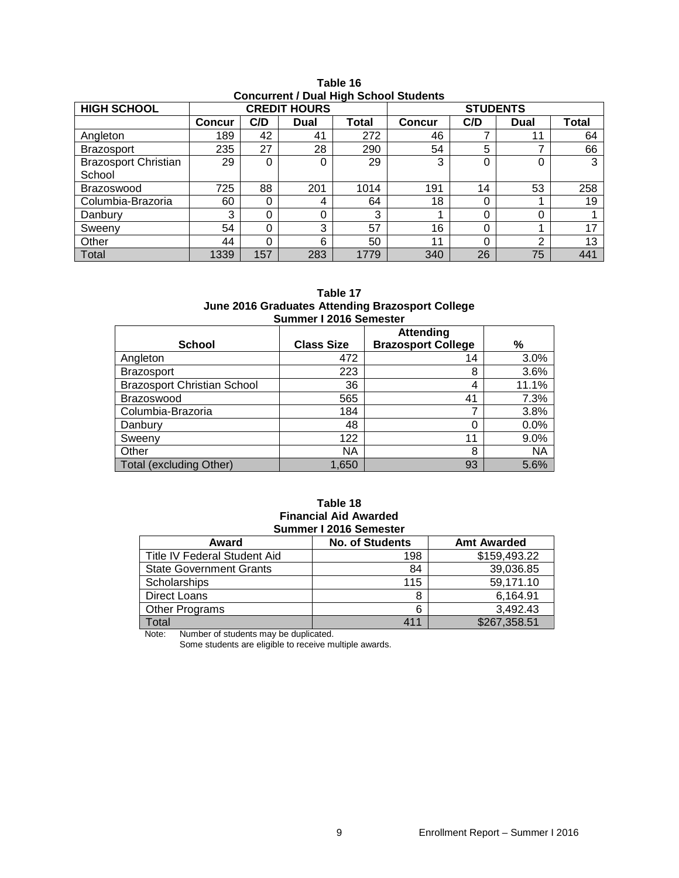**Table 16**
**Concurrent / Dual High School Students**

| HIGH SCHOOL | CREDIT HOURS | | | | STUDENTS | | | |
|---|---|---|---|---|---|---|---|---|
| | Concur | C/D | Dual | Total | Concur | C/D | Dual | Total |
| Angleton | 189 | 42 | 41 | 272 | 46 | 7 | 11 | 64 |
| Brazosport | 235 | 27 | 28 | 290 | 54 | 5 | 7 | 66 |
| Brazosport Christian School | 29 | 0 | 0 | 29 | 3 | 0 | 0 | 3 |
| Brazoswood | 725 | 88 | 201 | 1014 | 191 | 14 | 53 | 258 |
| Columbia-Brazoria | 60 | 0 | 4 | 64 | 18 | 0 | 1 | 19 |
| Danbury | 3 | 0 | 0 | 3 | 1 | 0 | 0 | 1 |
| Sweeny | 54 | 0 | 3 | 57 | 16 | 0 | 1 | 17 |
| Other | 44 | 0 | 6 | 50 | 11 | 0 | 2 | 13 |
| Total | 1339 | 157 | 283 | 1779 | 340 | 26 | 75 | 441 |

**Table 17**
**June 2016 Graduates Attending Brazosport College**
**Summer I 2016 Semester**

| School | Class Size | Attending Brazosport College | % |
|---|---|---|---|
| Angleton | 472 | 14 | 3.0% |
| Brazosport | 223 | 8 | 3.6% |
| Brazosport Christian School | 36 | 4 | 11.1% |
| Brazoswood | 565 | 41 | 7.3% |
| Columbia-Brazoria | 184 | 7 | 3.8% |
| Danbury | 48 | 0 | 0.0% |
| Sweeny | 122 | 11 | 9.0% |
| Other | NA | 8 | NA |
| Total (excluding Other) | 1,650 | 93 | 5.6% |

**Table 18**
**Financial Aid Awarded**
**Summer I 2016 Semester**

| Award | No. of Students | Amt Awarded |
|---|---|---|
| Title IV Federal Student Aid | 198 | $159,493.22 |
| State Government Grants | 84 | 39,036.85 |
| Scholarships | 115 | 59,171.10 |
| Direct Loans | 8 | 6,164.91 |
| Other Programs | 6 | 3,492.43 |
| Total | 411 | $267,358.51 |

Note: Number of students may be duplicated.
Some students are eligible to receive multiple awards.